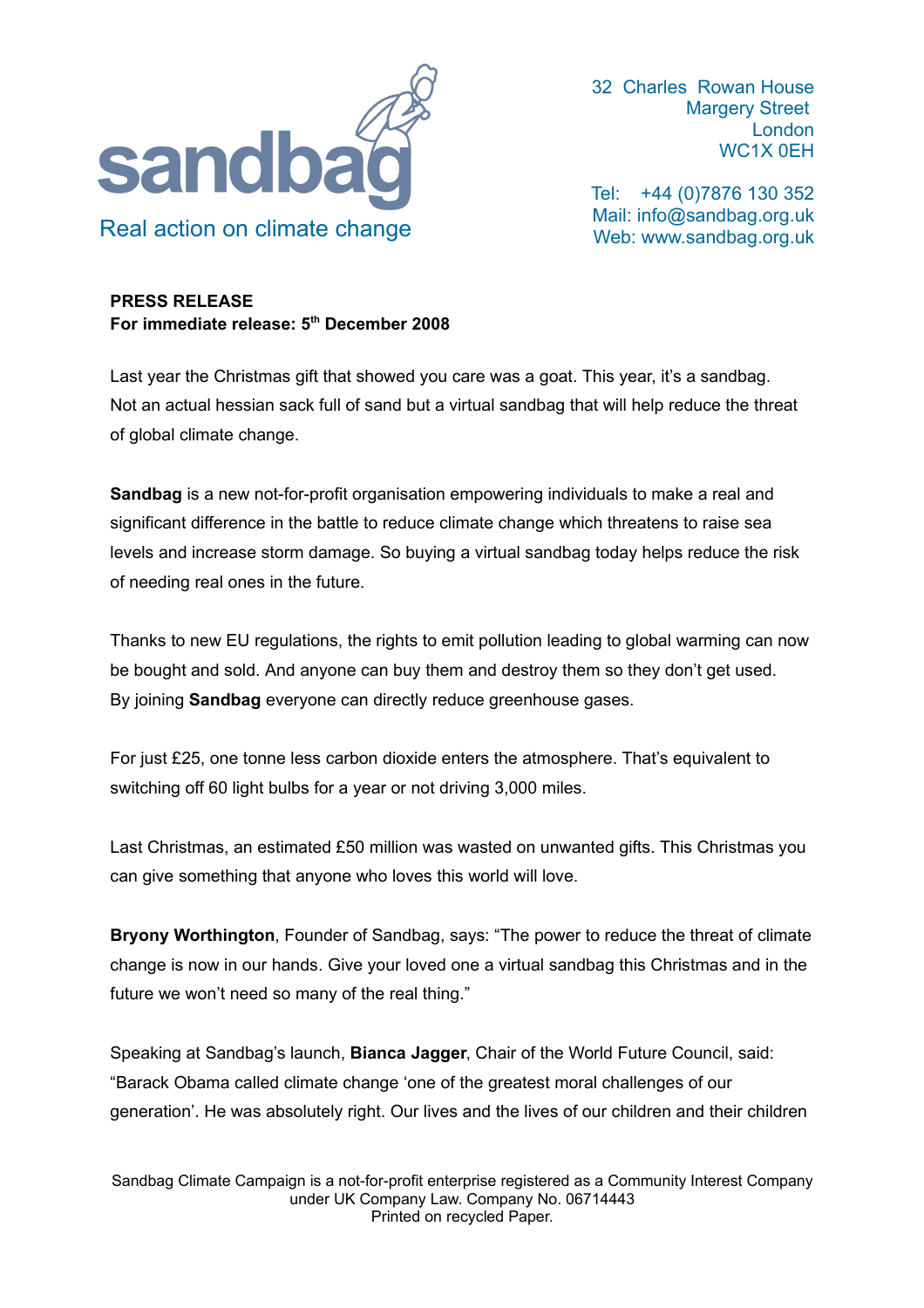sandbag

Real action on climate change

32 Charles Rowan House
Margery Street
London
WC1X 0EH

Tel: +44 (0)7876 130 352
Mail: info@sandbag.org.uk
Web: www.sandbag.org.uk

**PRESS RELEASE**
**For immediate release: 5th December 2008**

Last year the Christmas gift that showed you care was a goat. This year, it's a sandbag. Not an actual hessian sack full of sand but a virtual sandbag that will help reduce the threat of global climate change.

**Sandbag** is a new not-for-profit organisation empowering individuals to make a real and significant difference in the battle to reduce climate change which threatens to raise sea levels and increase storm damage. So buying a virtual sandbag today helps reduce the risk of needing real ones in the future.

Thanks to new EU regulations, the rights to emit pollution leading to global warming can now be bought and sold. And anyone can buy them and destroy them so they don't get used. By joining **Sandbag** everyone can directly reduce greenhouse gases.

For just £25, one tonne less carbon dioxide enters the atmosphere. That's equivalent to switching off 60 light bulbs for a year or not driving 3,000 miles.

Last Christmas, an estimated £50 million was wasted on unwanted gifts. This Christmas you can give something that anyone who loves this world will love.

**Bryony Worthington**, Founder of Sandbag, says: "The power to reduce the threat of climate change is now in our hands. Give your loved one a virtual sandbag this Christmas and in the future we won't need so many of the real thing."

Speaking at Sandbag's launch, **Bianca Jagger**, Chair of the World Future Council, said: "Barack Obama called climate change 'one of the greatest moral challenges of our generation'. He was absolutely right. Our lives and the lives of our children and their children

Sandbag Climate Campaign is a not-for-profit enterprise registered as a Community Interest Company under UK Company Law. Company No. 06714443
Printed on recycled Paper.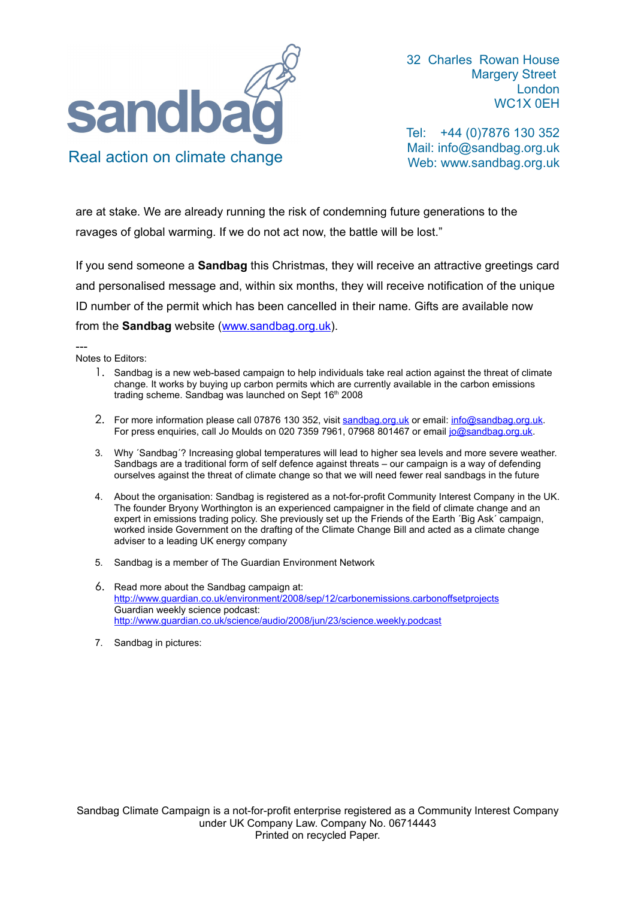are at stake. We are already running the risk of condemning future generations to the ravages of global warming. If we do not act now, the battle will be lost."

If you send someone a **Sandbag** this Christmas, they will receive an attractive greetings card and personalised message and, within six months, they will receive notification of the unique ID number of the permit which has been cancelled in their name. Gifts are available now from the **Sandbag** website (www.sandbag.org.uk).

---

Notes to Editors:

1. Sandbag is a new web-based campaign to help individuals take real action against the threat of climate change. It works by buying up carbon permits which are currently available in the carbon emissions trading scheme. Sandbag was launched on Sept 16th 2008

2. For more information please call 07876 130 352, visit sandbag.org.uk or email: info@sandbag.org.uk. For press enquiries, call Jo Moulds on 020 7359 7961, 07968 801467 or email jo@sandbag.org.uk.

3. Why ´Sandbag´? Increasing global temperatures will lead to higher sea levels and more severe weather. Sandbags are a traditional form of self defence against threats – our campaign is a way of defending ourselves against the threat of climate change so that we will need fewer real sandbags in the future

4. About the organisation: Sandbag is registered as a not-for-profit Community Interest Company in the UK. The founder Bryony Worthington is an experienced campaigner in the field of climate change and an expert in emissions trading policy. She previously set up the Friends of the Earth ´Big Ask´ campaign, worked inside Government on the drafting of the Climate Change Bill and acted as a climate change adviser to a leading UK energy company

5. Sandbag is a member of The Guardian Environment Network

6. Read more about the Sandbag campaign at: http://www.guardian.co.uk/environment/2008/sep/12/carbonemissions.carbonoffsetprojects
   Guardian weekly science podcast:
   http://www.guardian.co.uk/science/audio/2008/jun/23/science.weekly.podcast

7. Sandbag in pictures:

Sandbag Climate Campaign is a not-for-profit enterprise registered as a Community Interest Company under UK Company Law. Company No. 06714443
Printed on recycled Paper.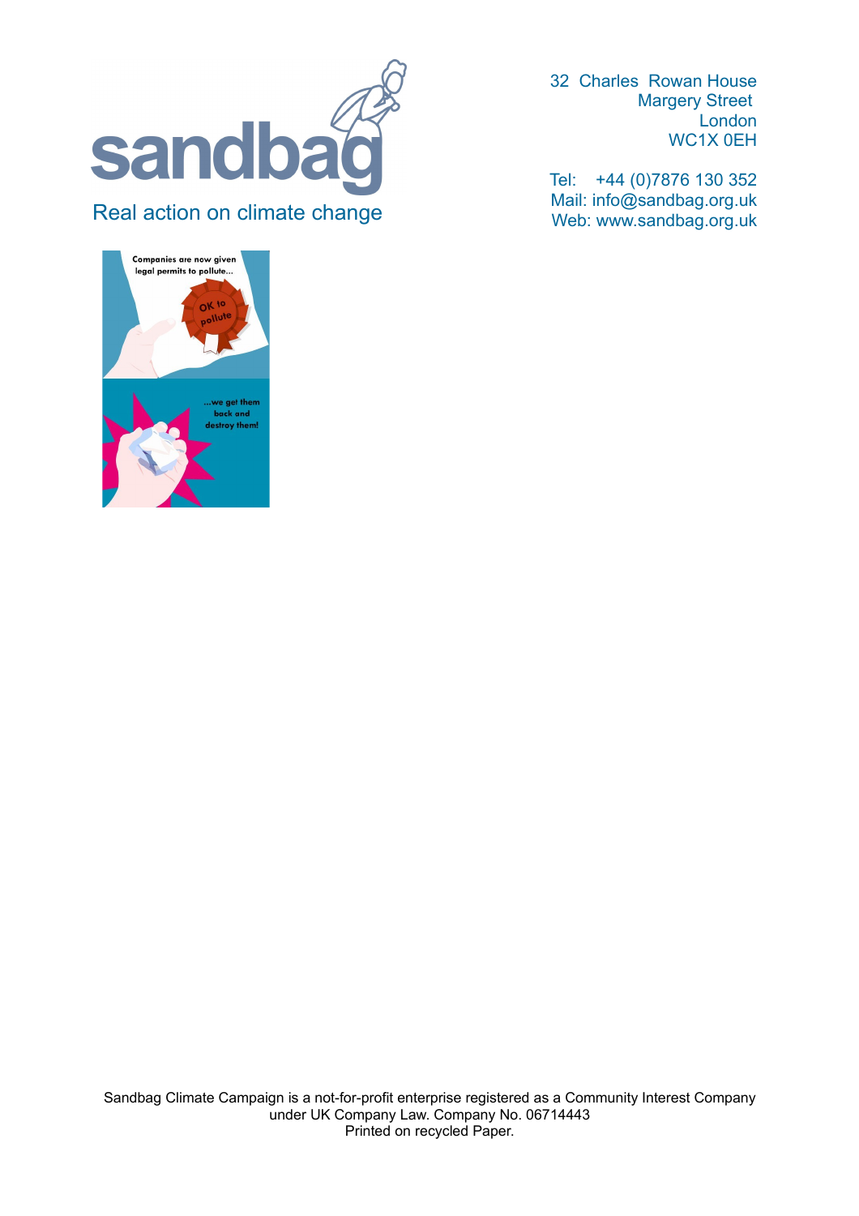sandbag

Real action on climate change

32 Charles Rowan House
Margery Street
London
WC1X 0EH

Tel: +44 (0)7876 130 352
Mail: info@sandbag.org.uk
Web: www.sandbag.org.uk

Companies are now given legal permits to pollute...

OK to pollute

...we get them back and destroy them!

Sandbag Climate Campaign is a not-for-profit enterprise registered as a Community Interest Company under UK Company Law. Company No. 06714443
Printed on recycled Paper.